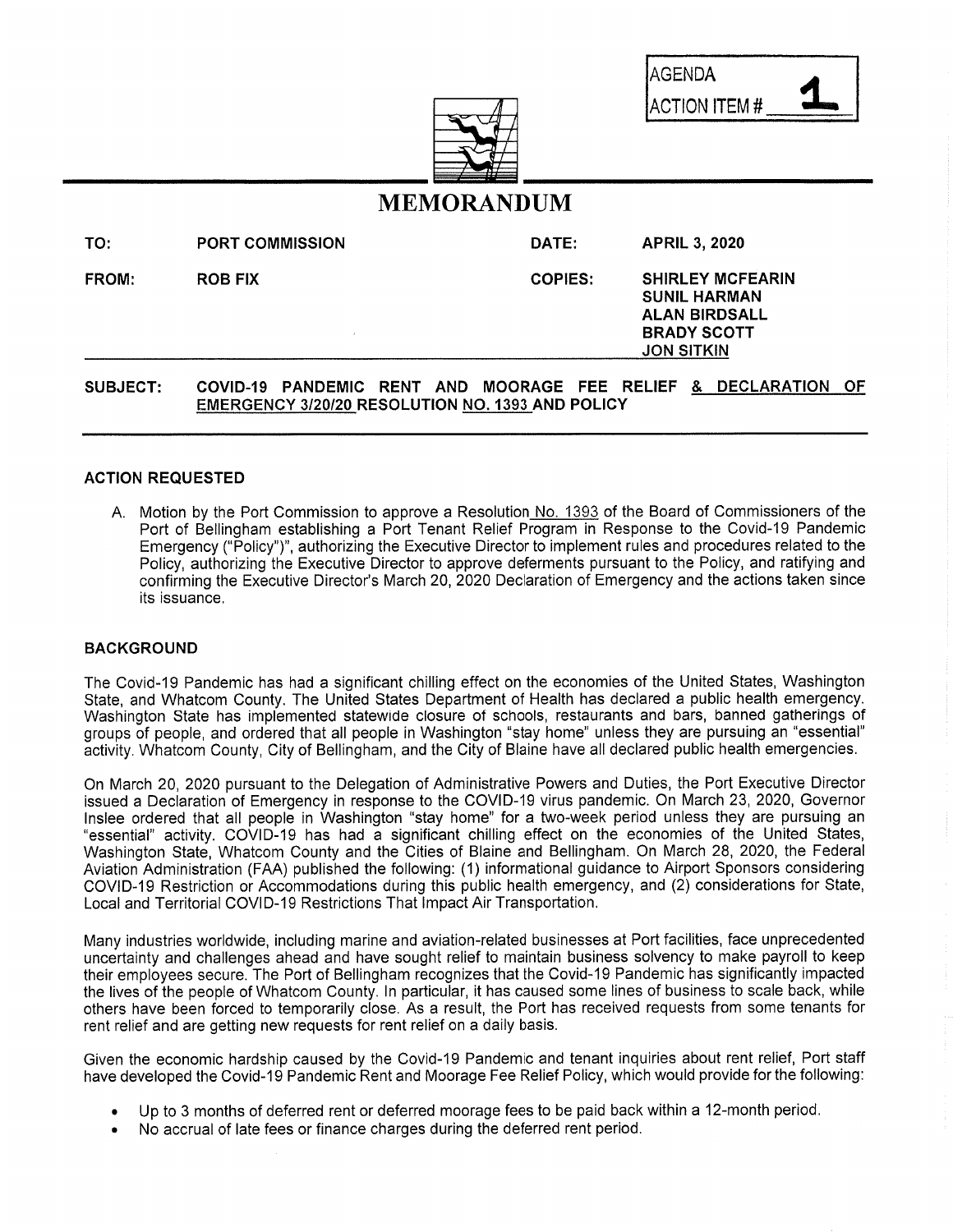AGENDA ACTION ITEM # **1**

# MEMORANDUM

| | | | |
|---|---|---|---|
| **TO:** | **PORT COMMISSION** | **DATE:** | **APRIL 3, 2020** |
| **FROM:** | **ROB FIX** | **COPIES:** | **SHIRLEY MCFEARIN**<br>**SUNIL HARMAN**<br>**ALAN BIRDSALL**<br>**BRADY SCOTT**<br>**JON SITKIN** |

**SUBJECT: COVID-19 PANDEMIC RENT AND MOORAGE FEE RELIEF & DECLARATION OF EMERGENCY 3/20/20 RESOLUTION NO. 1393 AND POLICY**

## ACTION REQUESTED

A. Motion by the Port Commission to approve a Resolution No. 1393 of the Board of Commissioners of the Port of Bellingham establishing a Port Tenant Relief Program in Response to the Covid-19 Pandemic Emergency ("Policy")", authorizing the Executive Director to implement rules and procedures related to the Policy, authorizing the Executive Director to approve deferments pursuant to the Policy, and ratifying and confirming the Executive Director's March 20, 2020 Declaration of Emergency and the actions taken since its issuance.

## BACKGROUND

The Covid-19 Pandemic has had a significant chilling effect on the economies of the United States, Washington State, and Whatcom County. The United States Department of Health has declared a public health emergency. Washington State has implemented statewide closure of schools, restaurants and bars, banned gatherings of groups of people, and ordered that all people in Washington "stay home" unless they are pursuing an "essential" activity. Whatcom County, City of Bellingham, and the City of Blaine have all declared public health emergencies.

On March 20, 2020 pursuant to the Delegation of Administrative Powers and Duties, the Port Executive Director issued a Declaration of Emergency in response to the COVID-19 virus pandemic. On March 23, 2020, Governor Inslee ordered that all people in Washington "stay home" for a two-week period unless they are pursuing an "essential" activity. COVID-19 has had a significant chilling effect on the economies of the United States, Washington State, Whatcom County and the Cities of Blaine and Bellingham. On March 28, 2020, the Federal Aviation Administration (FAA) published the following: (1) informational guidance to Airport Sponsors considering COVID-19 Restriction or Accommodations during this public health emergency, and (2) considerations for State, Local and Territorial COVID-19 Restrictions That Impact Air Transportation.

Many industries worldwide, including marine and aviation-related businesses at Port facilities, face unprecedented uncertainty and challenges ahead and have sought relief to maintain business solvency to make payroll to keep their employees secure. The Port of Bellingham recognizes that the Covid-19 Pandemic has significantly impacted the lives of the people of Whatcom County. In particular, it has caused some lines of business to scale back, while others have been forced to temporarily close. As a result, the Port has received requests from some tenants for rent relief and are getting new requests for rent relief on a daily basis.

Given the economic hardship caused by the Covid-19 Pandemic and tenant inquiries about rent relief, Port staff have developed the Covid-19 Pandemic Rent and Moorage Fee Relief Policy, which would provide for the following:

- Up to 3 months of deferred rent or deferred moorage fees to be paid back within a 12-month period.
- No accrual of late fees or finance charges during the deferred rent period.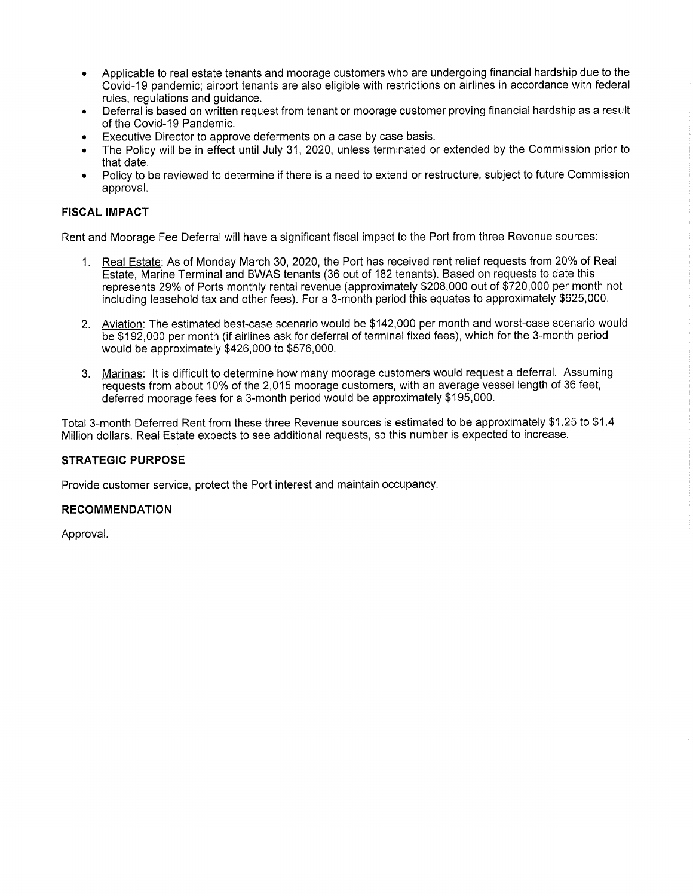- Applicable to real estate tenants and moorage customers who are undergoing financial hardship due to the Covid-19 pandemic; airport tenants are also eligible with restrictions on airlines in accordance with federal rules, regulations and guidance.
- Deferral is based on written request from tenant or moorage customer proving financial hardship as a result of the Covid-19 Pandemic.
- Executive Director to approve deferments on a case by case basis.
- The Policy will be in effect until July 31, 2020, unless terminated or extended by the Commission prior to that date.
- Policy to be reviewed to determine if there is a need to extend or restructure, subject to future Commission approval.

## FISCAL IMPACT

Rent and Moorage Fee Deferral will have a significant fiscal impact to the Port from three Revenue sources:

1. Real Estate: As of Monday March 30, 2020, the Port has received rent relief requests from 20% of Real Estate, Marine Terminal and BWAS tenants (36 out of 182 tenants). Based on requests to date this represents 29% of Ports monthly rental revenue (approximately $208,000 out of $720,000 per month not including leasehold tax and other fees). For a 3-month period this equates to approximately $625,000.

2. Aviation: The estimated best-case scenario would be $142,000 per month and worst-case scenario would be $192,000 per month (if airlines ask for deferral of terminal fixed fees), which for the 3-month period would be approximately $426,000 to $576,000.

3. Marinas: It is difficult to determine how many moorage customers would request a deferral. Assuming requests from about 10% of the 2,015 moorage customers, with an average vessel length of 36 feet, deferred moorage fees for a 3-month period would be approximately $195,000.

Total 3-month Deferred Rent from these three Revenue sources is estimated to be approximately $1.25 to $1.4 Million dollars. Real Estate expects to see additional requests, so this number is expected to increase.

## STRATEGIC PURPOSE

Provide customer service, protect the Port interest and maintain occupancy.

## RECOMMENDATION

Approval.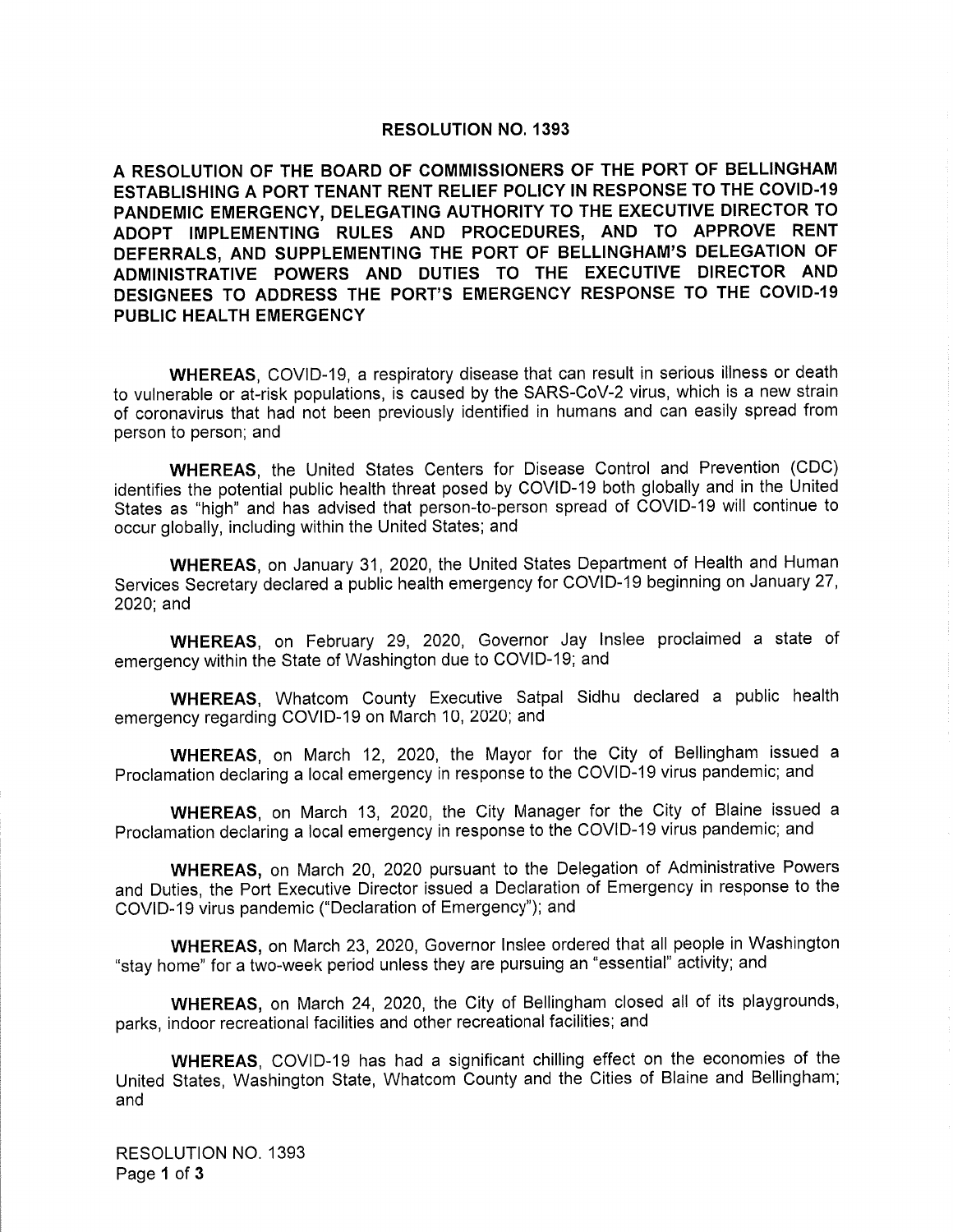# RESOLUTION NO. 1393

**A RESOLUTION OF THE BOARD OF COMMISSIONERS OF THE PORT OF BELLINGHAM ESTABLISHING A PORT TENANT RENT RELIEF POLICY IN RESPONSE TO THE COVID-19 PANDEMIC EMERGENCY, DELEGATING AUTHORITY TO THE EXECUTIVE DIRECTOR TO ADOPT IMPLEMENTING RULES AND PROCEDURES, AND TO APPROVE RENT DEFERRALS, AND SUPPLEMENTING THE PORT OF BELLINGHAM'S DELEGATION OF ADMINISTRATIVE POWERS AND DUTIES TO THE EXECUTIVE DIRECTOR AND DESIGNEES TO ADDRESS THE PORT'S EMERGENCY RESPONSE TO THE COVID-19 PUBLIC HEALTH EMERGENCY**

**WHEREAS**, COVID-19, a respiratory disease that can result in serious illness or death to vulnerable or at-risk populations, is caused by the SARS-CoV-2 virus, which is a new strain of coronavirus that had not been previously identified in humans and can easily spread from person to person; and

**WHEREAS**, the United States Centers for Disease Control and Prevention (CDC) identifies the potential public health threat posed by COVID-19 both globally and in the United States as "high" and has advised that person-to-person spread of COVID-19 will continue to occur globally, including within the United States; and

**WHEREAS**, on January 31, 2020, the United States Department of Health and Human Services Secretary declared a public health emergency for COVID-19 beginning on January 27, 2020; and

**WHEREAS**, on February 29, 2020, Governor Jay Inslee proclaimed a state of emergency within the State of Washington due to COVID-19; and

**WHEREAS**, Whatcom County Executive Satpal Sidhu declared a public health emergency regarding COVID-19 on March 10, 2020; and

**WHEREAS**, on March 12, 2020, the Mayor for the City of Bellingham issued a Proclamation declaring a local emergency in response to the COVID-19 virus pandemic; and

**WHEREAS**, on March 13, 2020, the City Manager for the City of Blaine issued a Proclamation declaring a local emergency in response to the COVID-19 virus pandemic; and

**WHEREAS,** on March 20, 2020 pursuant to the Delegation of Administrative Powers and Duties, the Port Executive Director issued a Declaration of Emergency in response to the COVID-19 virus pandemic ("Declaration of Emergency"); and

**WHEREAS,** on March 23, 2020, Governor Inslee ordered that all people in Washington "stay home" for a two-week period unless they are pursuing an "essential" activity; and

**WHEREAS,** on March 24, 2020, the City of Bellingham closed all of its playgrounds, parks, indoor recreational facilities and other recreational facilities; and

**WHEREAS**, COVID-19 has had a significant chilling effect on the economies of the United States, Washington State, Whatcom County and the Cities of Blaine and Bellingham; and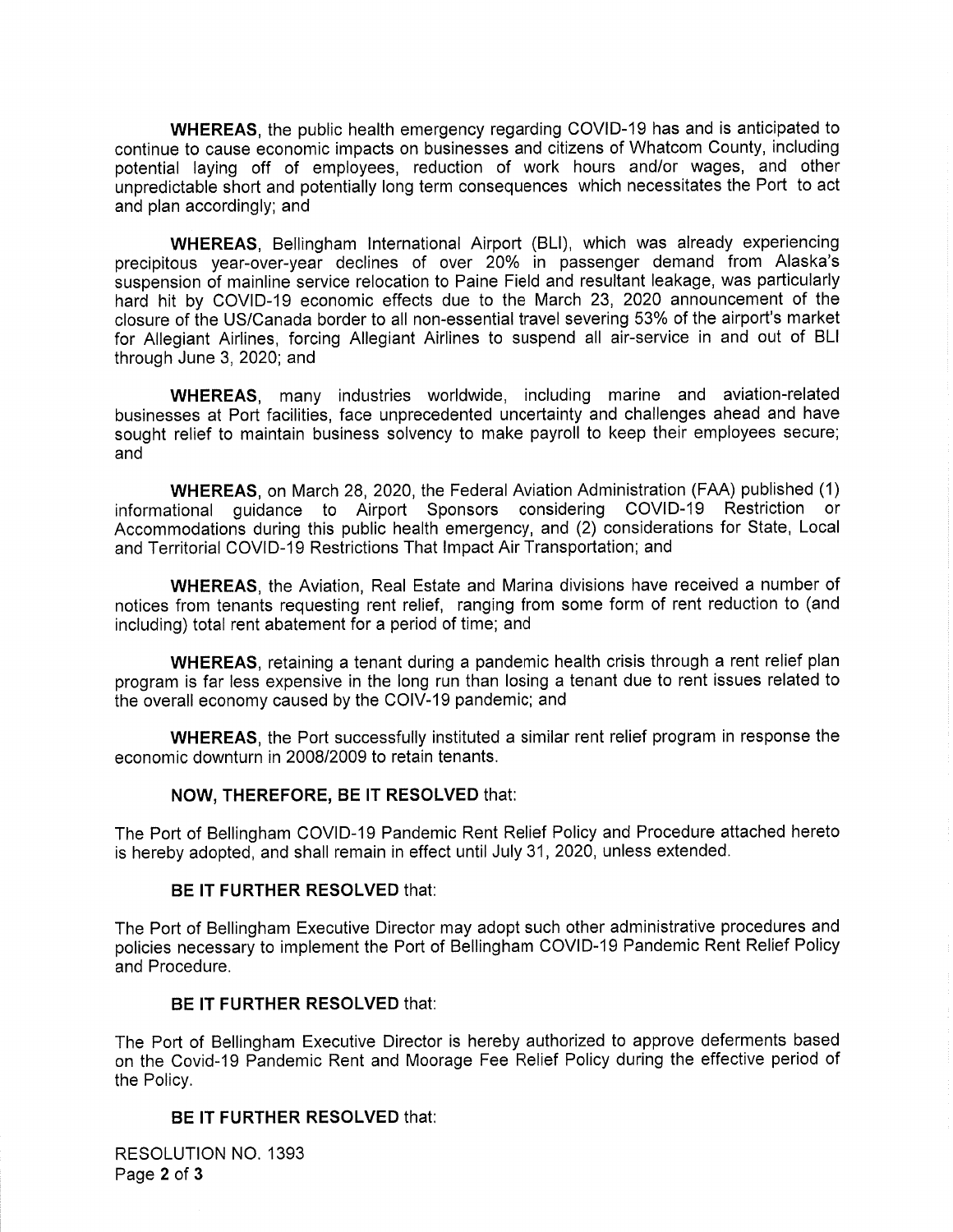**WHEREAS**, the public health emergency regarding COVID-19 has and is anticipated to continue to cause economic impacts on businesses and citizens of Whatcom County, including potential laying off of employees, reduction of work hours and/or wages, and other unpredictable short and potentially long term consequences which necessitates the Port to act and plan accordingly; and

**WHEREAS**, Bellingham International Airport (BLI), which was already experiencing precipitous year-over-year declines of over 20% in passenger demand from Alaska's suspension of mainline service relocation to Paine Field and resultant leakage, was particularly hard hit by COVID-19 economic effects due to the March 23, 2020 announcement of the closure of the US/Canada border to all non-essential travel severing 53% of the airport's market for Allegiant Airlines, forcing Allegiant Airlines to suspend all air-service in and out of BLI through June 3, 2020; and

**WHEREAS**, many industries worldwide, including marine and aviation-related businesses at Port facilities, face unprecedented uncertainty and challenges ahead and have sought relief to maintain business solvency to make payroll to keep their employees secure; and

**WHEREAS**, on March 28, 2020, the Federal Aviation Administration (FAA) published (1) informational guidance to Airport Sponsors considering COVID-19 Restriction or Accommodations during this public health emergency, and (2) considerations for State, Local and Territorial COVID-19 Restrictions That Impact Air Transportation; and

**WHEREAS**, the Aviation, Real Estate and Marina divisions have received a number of notices from tenants requesting rent relief, ranging from some form of rent reduction to (and including) total rent abatement for a period of time; and

**WHEREAS**, retaining a tenant during a pandemic health crisis through a rent relief plan program is far less expensive in the long run than losing a tenant due to rent issues related to the overall economy caused by the COIV-19 pandemic; and

**WHEREAS**, the Port successfully instituted a similar rent relief program in response the economic downturn in 2008/2009 to retain tenants.

**NOW, THEREFORE, BE IT RESOLVED** that:

The Port of Bellingham COVID-19 Pandemic Rent Relief Policy and Procedure attached hereto is hereby adopted, and shall remain in effect until July 31, 2020, unless extended.

**BE IT FURTHER RESOLVED** that:

The Port of Bellingham Executive Director may adopt such other administrative procedures and policies necessary to implement the Port of Bellingham COVID-19 Pandemic Rent Relief Policy and Procedure.

**BE IT FURTHER RESOLVED** that:

The Port of Bellingham Executive Director is hereby authorized to approve deferments based on the Covid-19 Pandemic Rent and Moorage Fee Relief Policy during the effective period of the Policy.

**BE IT FURTHER RESOLVED** that:

RESOLUTION NO. 1393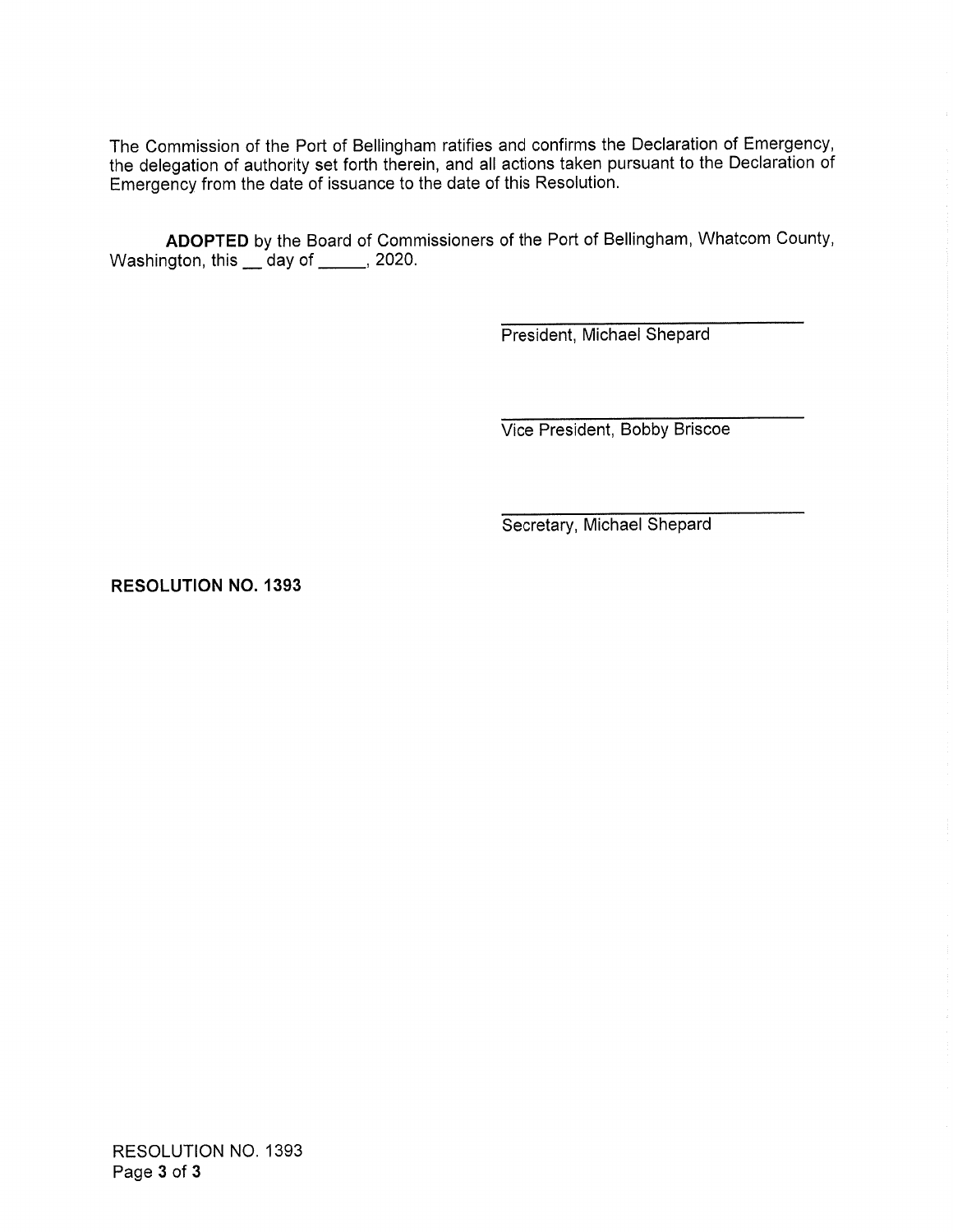The Commission of the Port of Bellingham ratifies and confirms the Declaration of Emergency, the delegation of authority set forth therein, and all actions taken pursuant to the Declaration of Emergency from the date of issuance to the date of this Resolution.

**ADOPTED** by the Board of Commissioners of the Port of Bellingham, Whatcom County, Washington, this __ day of _____, 2020.

\_\_\_\_\_\_\_\_\_\_\_\_\_\_\_\_\_\_\_\_\_\_\_\_\_\_\_\_\_\_
President, Michael Shepard

\_\_\_\_\_\_\_\_\_\_\_\_\_\_\_\_\_\_\_\_\_\_\_\_\_\_\_\_\_\_
Vice President, Bobby Briscoe

\_\_\_\_\_\_\_\_\_\_\_\_\_\_\_\_\_\_\_\_\_\_\_\_\_\_\_\_\_\_
Secretary, Michael Shepard

**RESOLUTION NO. 1393**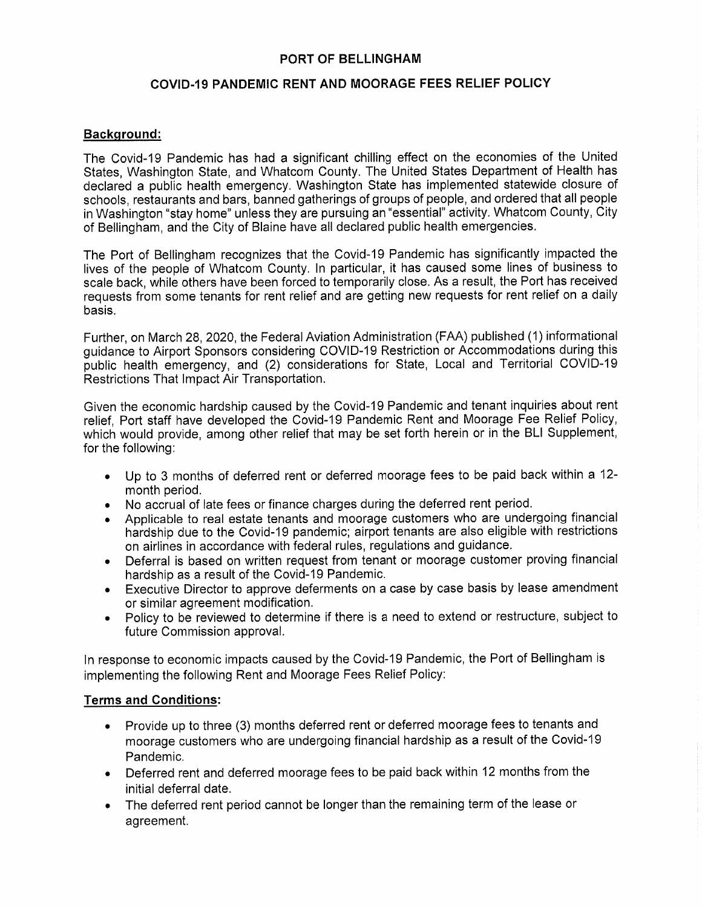# PORT OF BELLINGHAM

## COVID-19 PANDEMIC RENT AND MOORAGE FEES RELIEF POLICY

### Background:

The Covid-19 Pandemic has had a significant chilling effect on the economies of the United States, Washington State, and Whatcom County. The United States Department of Health has declared a public health emergency. Washington State has implemented statewide closure of schools, restaurants and bars, banned gatherings of groups of people, and ordered that all people in Washington "stay home" unless they are pursuing an "essential" activity. Whatcom County, City of Bellingham, and the City of Blaine have all declared public health emergencies.

The Port of Bellingham recognizes that the Covid-19 Pandemic has significantly impacted the lives of the people of Whatcom County. In particular, it has caused some lines of business to scale back, while others have been forced to temporarily close. As a result, the Port has received requests from some tenants for rent relief and are getting new requests for rent relief on a daily basis.

Further, on March 28, 2020, the Federal Aviation Administration (FAA) published (1) informational guidance to Airport Sponsors considering COVID-19 Restriction or Accommodations during this public health emergency, and (2) considerations for State, Local and Territorial COVID-19 Restrictions That Impact Air Transportation.

Given the economic hardship caused by the Covid-19 Pandemic and tenant inquiries about rent relief, Port staff have developed the Covid-19 Pandemic Rent and Moorage Fee Relief Policy, which would provide, among other relief that may be set forth herein or in the BLI Supplement, for the following:

- Up to 3 months of deferred rent or deferred moorage fees to be paid back within a 12-month period.
- No accrual of late fees or finance charges during the deferred rent period.
- Applicable to real estate tenants and moorage customers who are undergoing financial hardship due to the Covid-19 pandemic; airport tenants are also eligible with restrictions on airlines in accordance with federal rules, regulations and guidance.
- Deferral is based on written request from tenant or moorage customer proving financial hardship as a result of the Covid-19 Pandemic.
- Executive Director to approve deferments on a case by case basis by lease amendment or similar agreement modification.
- Policy to be reviewed to determine if there is a need to extend or restructure, subject to future Commission approval.

In response to economic impacts caused by the Covid-19 Pandemic, the Port of Bellingham is implementing the following Rent and Moorage Fees Relief Policy:

### Terms and Conditions:

- Provide up to three (3) months deferred rent or deferred moorage fees to tenants and moorage customers who are undergoing financial hardship as a result of the Covid-19 Pandemic.
- Deferred rent and deferred moorage fees to be paid back within 12 months from the initial deferral date.
- The deferred rent period cannot be longer than the remaining term of the lease or agreement.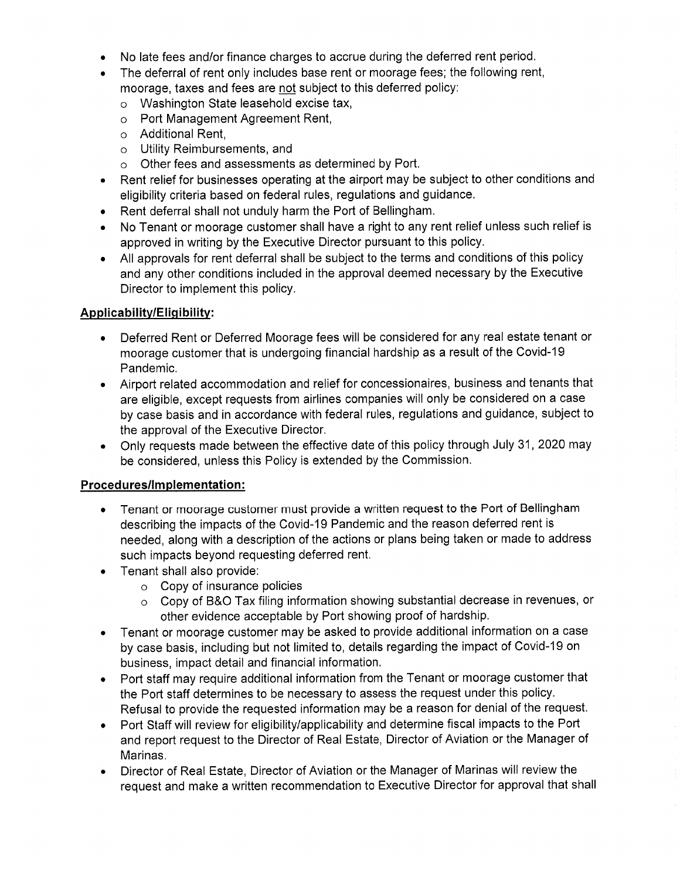- No late fees and/or finance charges to accrue during the deferred rent period.
- The deferral of rent only includes base rent or moorage fees; the following rent, moorage, taxes and fees are not subject to this deferred policy:
  - Washington State leasehold excise tax,
  - Port Management Agreement Rent,
  - Additional Rent,
  - Utility Reimbursements, and
  - Other fees and assessments as determined by Port.
- Rent relief for businesses operating at the airport may be subject to other conditions and eligibility criteria based on federal rules, regulations and guidance.
- Rent deferral shall not unduly harm the Port of Bellingham.
- No Tenant or moorage customer shall have a right to any rent relief unless such relief is approved in writing by the Executive Director pursuant to this policy.
- All approvals for rent deferral shall be subject to the terms and conditions of this policy and any other conditions included in the approval deemed necessary by the Executive Director to implement this policy.

**Applicability/Eligibility:**

- Deferred Rent or Deferred Moorage fees will be considered for any real estate tenant or moorage customer that is undergoing financial hardship as a result of the Covid-19 Pandemic.
- Airport related accommodation and relief for concessionaires, business and tenants that are eligible, except requests from airlines companies will only be considered on a case by case basis and in accordance with federal rules, regulations and guidance, subject to the approval of the Executive Director.
- Only requests made between the effective date of this policy through July 31, 2020 may be considered, unless this Policy is extended by the Commission.

**Procedures/Implementation:**

- Tenant or moorage customer must provide a written request to the Port of Bellingham describing the impacts of the Covid-19 Pandemic and the reason deferred rent is needed, along with a description of the actions or plans being taken or made to address such impacts beyond requesting deferred rent.
- Tenant shall also provide:
  - Copy of insurance policies
  - Copy of B&O Tax filing information showing substantial decrease in revenues, or other evidence acceptable by Port showing proof of hardship.
- Tenant or moorage customer may be asked to provide additional information on a case by case basis, including but not limited to, details regarding the impact of Covid-19 on business, impact detail and financial information.
- Port staff may require additional information from the Tenant or moorage customer that the Port staff determines to be necessary to assess the request under this policy. Refusal to provide the requested information may be a reason for denial of the request.
- Port Staff will review for eligibility/applicability and determine fiscal impacts to the Port and report request to the Director of Real Estate, Director of Aviation or the Manager of Marinas.
- Director of Real Estate, Director of Aviation or the Manager of Marinas will review the request and make a written recommendation to Executive Director for approval that shall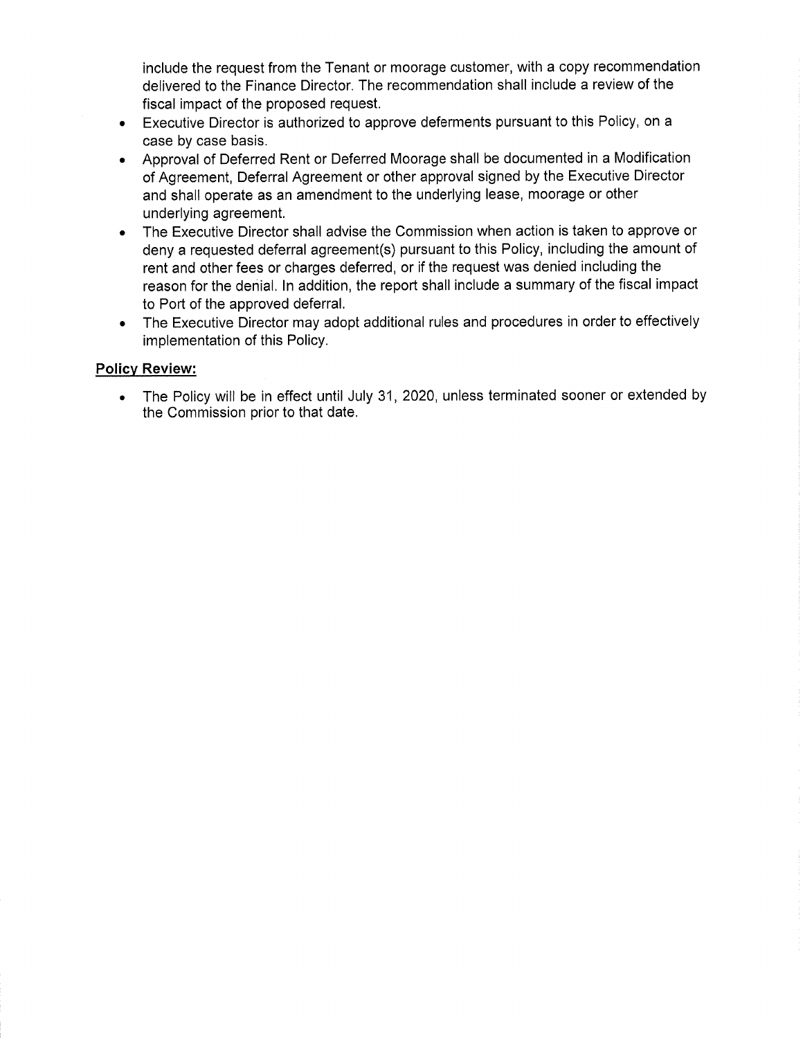include the request from the Tenant or moorage customer, with a copy recommendation delivered to the Finance Director. The recommendation shall include a review of the fiscal impact of the proposed request.

- Executive Director is authorized to approve deferments pursuant to this Policy, on a case by case basis.
- Approval of Deferred Rent or Deferred Moorage shall be documented in a Modification of Agreement, Deferral Agreement or other approval signed by the Executive Director and shall operate as an amendment to the underlying lease, moorage or other underlying agreement.
- The Executive Director shall advise the Commission when action is taken to approve or deny a requested deferral agreement(s) pursuant to this Policy, including the amount of rent and other fees or charges deferred, or if the request was denied including the reason for the denial. In addition, the report shall include a summary of the fiscal impact to Port of the approved deferral.
- The Executive Director may adopt additional rules and procedures in order to effectively implementation of this Policy.

**Policy Review:**

- The Policy will be in effect until July 31, 2020, unless terminated sooner or extended by the Commission prior to that date.